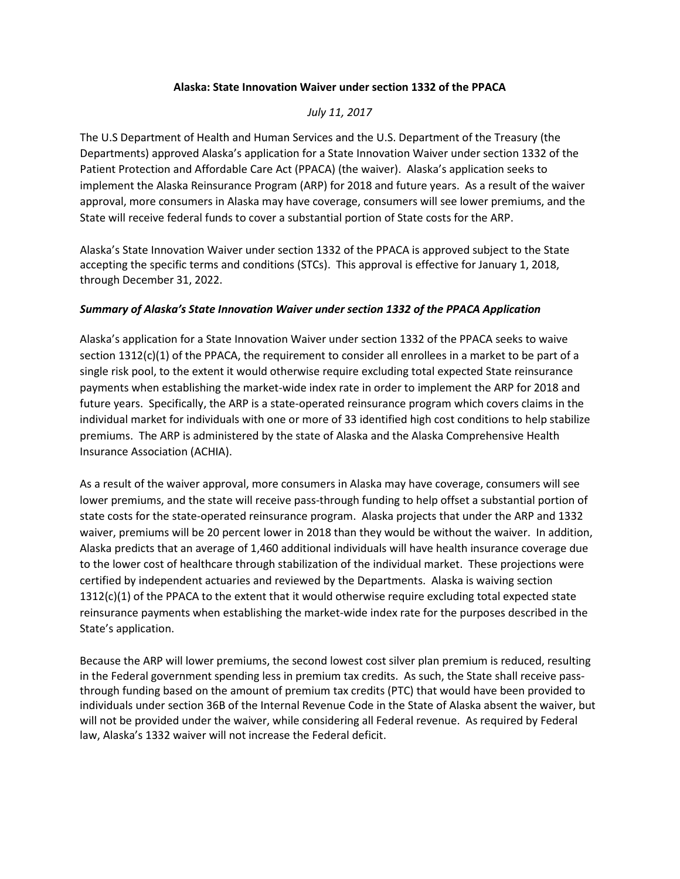**Alaska: State Innovation Waiver under section 1332 of the PPACA**

*July 11, 2017*

The U.S Department of Health and Human Services and the U.S. Department of the Treasury (the Departments) approved Alaska's application for a State Innovation Waiver under section 1332 of the Patient Protection and Affordable Care Act (PPACA) (the waiver). Alaska's application seeks to implement the Alaska Reinsurance Program (ARP) for 2018 and future years. As a result of the waiver approval, more consumers in Alaska may have coverage, consumers will see lower premiums, and the State will receive federal funds to cover a substantial portion of State costs for the ARP.

Alaska's State Innovation Waiver under section 1332 of the PPACA is approved subject to the State accepting the specific terms and conditions (STCs). This approval is effective for January 1, 2018, through December 31, 2022.

***Summary of Alaska's State Innovation Waiver under section 1332 of the PPACA Application***

Alaska's application for a State Innovation Waiver under section 1332 of the PPACA seeks to waive section 1312(c)(1) of the PPACA, the requirement to consider all enrollees in a market to be part of a single risk pool, to the extent it would otherwise require excluding total expected State reinsurance payments when establishing the market-wide index rate in order to implement the ARP for 2018 and future years. Specifically, the ARP is a state-operated reinsurance program which covers claims in the individual market for individuals with one or more of 33 identified high cost conditions to help stabilize premiums. The ARP is administered by the state of Alaska and the Alaska Comprehensive Health Insurance Association (ACHIA).

As a result of the waiver approval, more consumers in Alaska may have coverage, consumers will see lower premiums, and the state will receive pass-through funding to help offset a substantial portion of state costs for the state-operated reinsurance program. Alaska projects that under the ARP and 1332 waiver, premiums will be 20 percent lower in 2018 than they would be without the waiver. In addition, Alaska predicts that an average of 1,460 additional individuals will have health insurance coverage due to the lower cost of healthcare through stabilization of the individual market. These projections were certified by independent actuaries and reviewed by the Departments. Alaska is waiving section 1312(c)(1) of the PPACA to the extent that it would otherwise require excluding total expected state reinsurance payments when establishing the market-wide index rate for the purposes described in the State's application.

Because the ARP will lower premiums, the second lowest cost silver plan premium is reduced, resulting in the Federal government spending less in premium tax credits. As such, the State shall receive pass-through funding based on the amount of premium tax credits (PTC) that would have been provided to individuals under section 36B of the Internal Revenue Code in the State of Alaska absent the waiver, but will not be provided under the waiver, while considering all Federal revenue. As required by Federal law, Alaska's 1332 waiver will not increase the Federal deficit.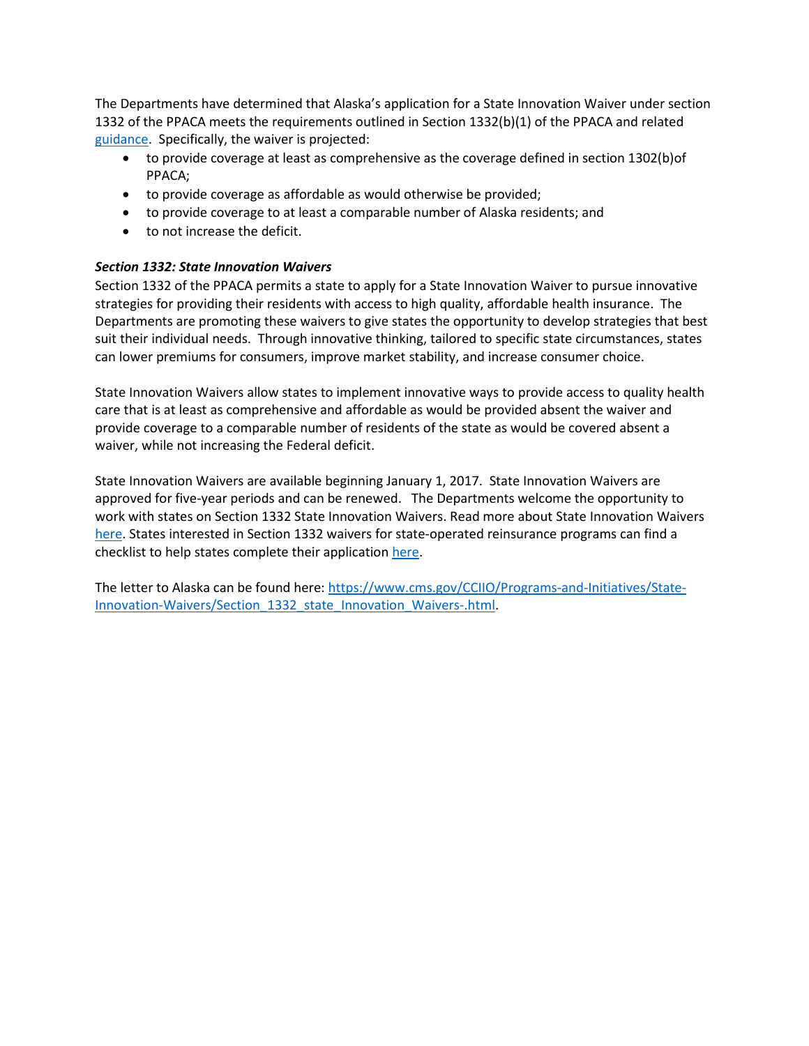The Departments have determined that Alaska's application for a State Innovation Waiver under section 1332 of the PPACA meets the requirements outlined in Section 1332(b)(1) of the PPACA and related guidance. Specifically, the waiver is projected:

- to provide coverage at least as comprehensive as the coverage defined in section 1302(b)of PPACA;
- to provide coverage as affordable as would otherwise be provided;
- to provide coverage to at least a comparable number of Alaska residents; and
- to not increase the deficit.

***Section 1332: State Innovation Waivers***

Section 1332 of the PPACA permits a state to apply for a State Innovation Waiver to pursue innovative strategies for providing their residents with access to high quality, affordable health insurance. The Departments are promoting these waivers to give states the opportunity to develop strategies that best suit their individual needs. Through innovative thinking, tailored to specific state circumstances, states can lower premiums for consumers, improve market stability, and increase consumer choice.

State Innovation Waivers allow states to implement innovative ways to provide access to quality health care that is at least as comprehensive and affordable as would be provided absent the waiver and provide coverage to a comparable number of residents of the state as would be covered absent a waiver, while not increasing the Federal deficit.

State Innovation Waivers are available beginning January 1, 2017. State Innovation Waivers are approved for five-year periods and can be renewed. The Departments welcome the opportunity to work with states on Section 1332 State Innovation Waivers. Read more about State Innovation Waivers here. States interested in Section 1332 waivers for state-operated reinsurance programs can find a checklist to help states complete their application here.

The letter to Alaska can be found here: https://www.cms.gov/CCIIO/Programs-and-Initiatives/State-Innovation-Waivers/Section_1332_state_Innovation_Waivers-.html.